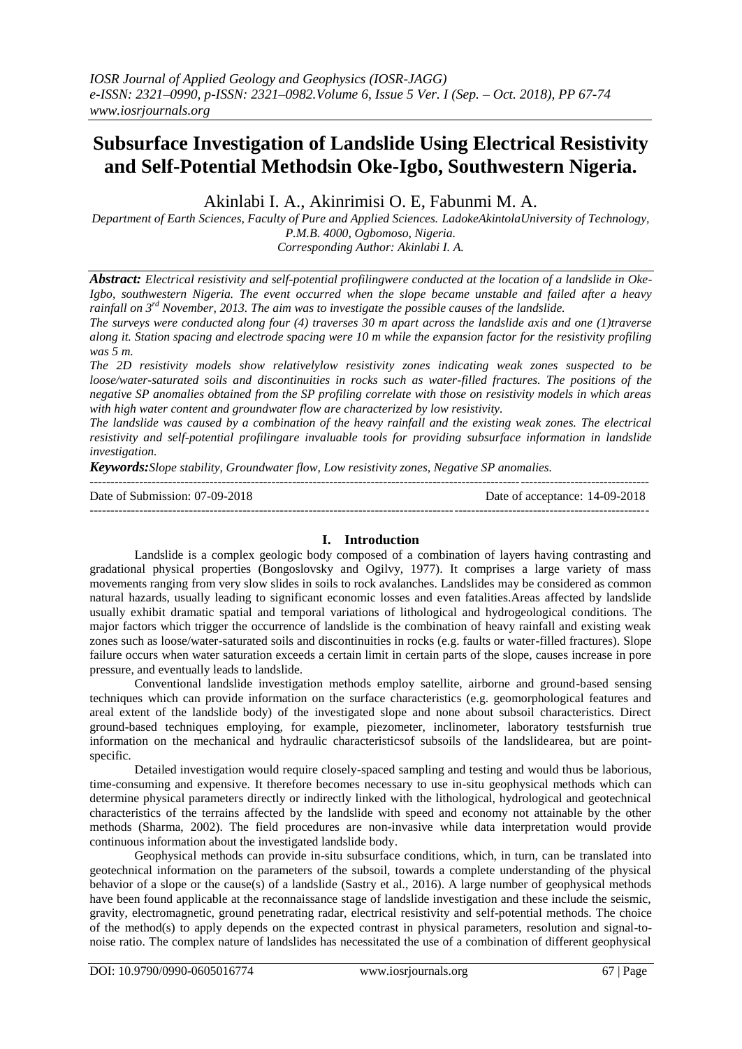*IOSR Journal of Applied Geology and Geophysics (IOSR-JAGG)*
*e-ISSN: 2321–0990, p-ISSN: 2321–0982.Volume 6, Issue 5 Ver. I (Sep. – Oct. 2018), PP 67-74*
*www.iosrjournals.org*

# Subsurface Investigation of Landslide Using Electrical Resistivity and Self-Potential Methodsin Oke-Igbo, Southwestern Nigeria.

Akinlabi I. A., Akinrimisi O. E, Fabunmi M. A.

*Department of Earth Sciences, Faculty of Pure and Applied Sciences. LadokeAkintolaUniversity of Technology, P.M.B. 4000, Ogbomoso, Nigeria.*
*Corresponding Author: Akinlabi I. A.*

***Abstract:*** *Electrical resistivity and self-potential profilingwere conducted at the location of a landslide in Oke-Igbo, southwestern Nigeria. The event occurred when the slope became unstable and failed after a heavy rainfall on 3rd November, 2013. The aim was to investigate the possible causes of the landslide.*

*The surveys were conducted along four (4) traverses 30 m apart across the landslide axis and one (1)traverse along it. Station spacing and electrode spacing were 10 m while the expansion factor for the resistivity profiling was 5 m.*

*The 2D resistivity models show relativelylow resistivity zones indicating weak zones suspected to be loose/water-saturated soils and discontinuities in rocks such as water-filled fractures. The positions of the negative SP anomalies obtained from the SP profiling correlate with those on resistivity models in which areas with high water content and groundwater flow are characterized by low resistivity.*

*The landslide was caused by a combination of the heavy rainfall and the existing weak zones. The electrical resistivity and self-potential profilingare invaluable tools for providing subsurface information in landslide investigation.*

***Keywords:*** *Slope stability, Groundwater flow, Low resistivity zones, Negative SP anomalies.*

---

Date of Submission: 07-09-2018 Date of acceptance: 14-09-2018

---

## I. Introduction

Landslide is a complex geologic body composed of a combination of layers having contrasting and gradational physical properties (Bongoslovsky and Ogilvy, 1977). It comprises a large variety of mass movements ranging from very slow slides in soils to rock avalanches. Landslides may be considered as common natural hazards, usually leading to significant economic losses and even fatalities.Areas affected by landslide usually exhibit dramatic spatial and temporal variations of lithological and hydrogeological conditions. The major factors which trigger the occurrence of landslide is the combination of heavy rainfall and existing weak zones such as loose/water-saturated soils and discontinuities in rocks (e.g. faults or water-filled fractures). Slope failure occurs when water saturation exceeds a certain limit in certain parts of the slope, causes increase in pore pressure, and eventually leads to landslide.

Conventional landslide investigation methods employ satellite, airborne and ground-based sensing techniques which can provide information on the surface characteristics (e.g. geomorphological features and areal extent of the landslide body) of the investigated slope and none about subsoil characteristics. Direct ground-based techniques employing, for example, piezometer, inclinometer, laboratory testsfurnish true information on the mechanical and hydraulic characteristicsof subsoils of the landslidearea, but are point-specific.

Detailed investigation would require closely-spaced sampling and testing and would thus be laborious, time-consuming and expensive. It therefore becomes necessary to use in-situ geophysical methods which can determine physical parameters directly or indirectly linked with the lithological, hydrological and geotechnical characteristics of the terrains affected by the landslide with speed and economy not attainable by the other methods (Sharma, 2002). The field procedures are non-invasive while data interpretation would provide continuous information about the investigated landslide body.

Geophysical methods can provide in-situ subsurface conditions, which, in turn, can be translated into geotechnical information on the parameters of the subsoil, towards a complete understanding of the physical behavior of a slope or the cause(s) of a landslide (Sastry et al., 2016). A large number of geophysical methods have been found applicable at the reconnaissance stage of landslide investigation and these include the seismic, gravity, electromagnetic, ground penetrating radar, electrical resistivity and self-potential methods. The choice of the method(s) to apply depends on the expected contrast in physical parameters, resolution and signal-to-noise ratio. The complex nature of landslides has necessitated the use of a combination of different geophysical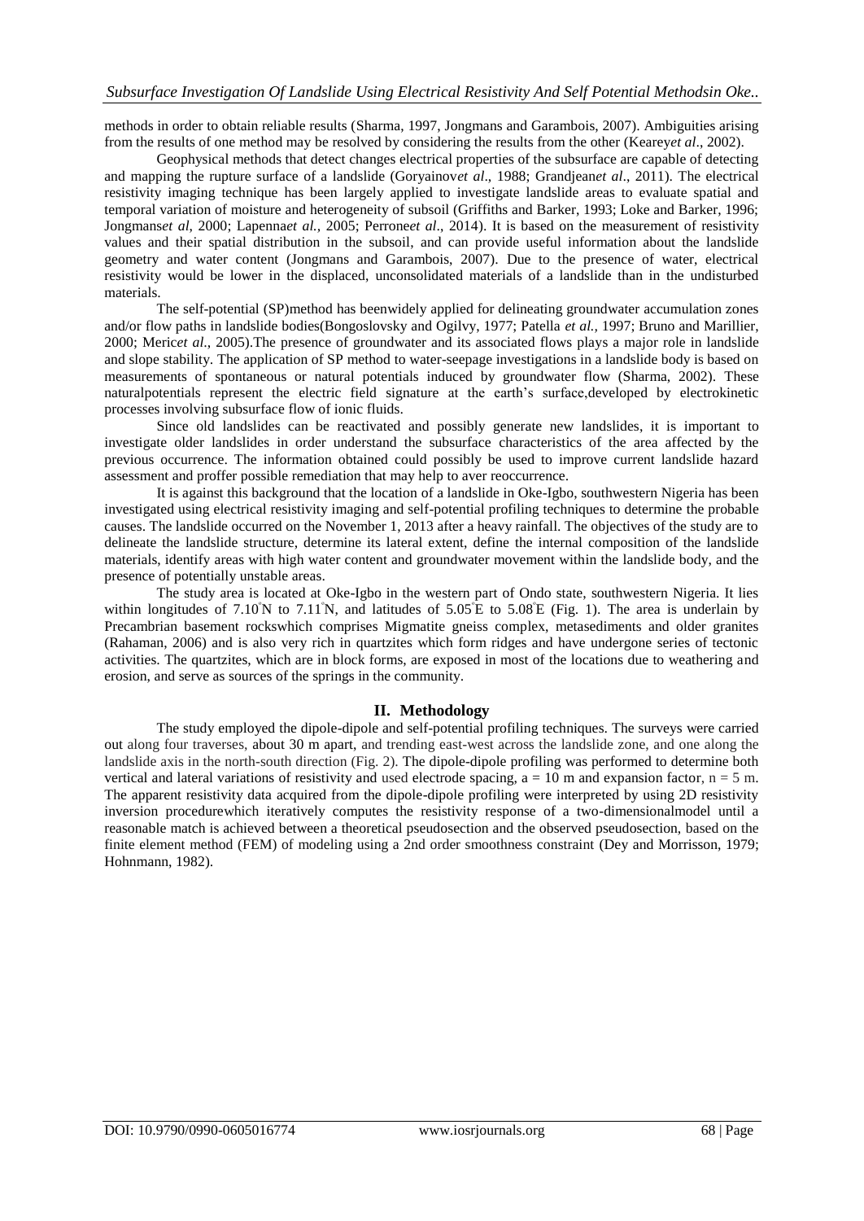methods in order to obtain reliable results (Sharma, 1997, Jongmans and Garambois, 2007). Ambiguities arising from the results of one method may be resolved by considering the results from the other (Kearey*et al*., 2002).

Geophysical methods that detect changes electrical properties of the subsurface are capable of detecting and mapping the rupture surface of a landslide (Goryainov*et al*., 1988; Grandjean*et al*., 2011). The electrical resistivity imaging technique has been largely applied to investigate landslide areas to evaluate spatial and temporal variation of moisture and heterogeneity of subsoil (Griffiths and Barker, 1993; Loke and Barker, 1996; Jongmans*et al*, 2000; Lapenna*et al.*, 2005; Perrone*et al*., 2014). It is based on the measurement of resistivity values and their spatial distribution in the subsoil, and can provide useful information about the landslide geometry and water content (Jongmans and Garambois, 2007). Due to the presence of water, electrical resistivity would be lower in the displaced, unconsolidated materials of a landslide than in the undisturbed materials.

The self-potential (SP)method has beenwidely applied for delineating groundwater accumulation zones and/or flow paths in landslide bodies(Bongoslovsky and Ogilvy, 1977; Patella *et al.*, 1997; Bruno and Marillier, 2000; Meric*et al*., 2005).The presence of groundwater and its associated flows plays a major role in landslide and slope stability. The application of SP method to water-seepage investigations in a landslide body is based on measurements of spontaneous or natural potentials induced by groundwater flow (Sharma, 2002). These naturalpotentials represent the electric field signature at the earth's surface,developed by electrokinetic processes involving subsurface flow of ionic fluids.

Since old landslides can be reactivated and possibly generate new landslides, it is important to investigate older landslides in order understand the subsurface characteristics of the area affected by the previous occurrence. The information obtained could possibly be used to improve current landslide hazard assessment and proffer possible remediation that may help to aver reoccurrence.

It is against this background that the location of a landslide in Oke-Igbo, southwestern Nigeria has been investigated using electrical resistivity imaging and self-potential profiling techniques to determine the probable causes. The landslide occurred on the November 1, 2013 after a heavy rainfall. The objectives of the study are to delineate the landslide structure, determine its lateral extent, define the internal composition of the landslide materials, identify areas with high water content and groundwater movement within the landslide body, and the presence of potentially unstable areas.

The study area is located at Oke-Igbo in the western part of Ondo state, southwestern Nigeria. It lies within longitudes of 7.10°N to 7.11°N, and latitudes of 5.05°E to 5.08°E (Fig. 1). The area is underlain by Precambrian basement rockswhich comprises Migmatite gneiss complex, metasediments and older granites (Rahaman, 2006) and is also very rich in quartzites which form ridges and have undergone series of tectonic activities. The quartzites, which are in block forms, are exposed in most of the locations due to weathering and erosion, and serve as sources of the springs in the community.

## II. Methodology

The study employed the dipole-dipole and self-potential profiling techniques. The surveys were carried out along four traverses, about 30 m apart, and trending east-west across the landslide zone, and one along the landslide axis in the north-south direction (Fig. 2). The dipole-dipole profiling was performed to determine both vertical and lateral variations of resistivity and used electrode spacing, $a = 10$ m and expansion factor, $n = 5$ m. The apparent resistivity data acquired from the dipole-dipole profiling were interpreted by using 2D resistivity inversion procedurewhich iteratively computes the resistivity response of a two-dimensionalmodel until a reasonable match is achieved between a theoretical pseudosection and the observed pseudosection, based on the finite element method (FEM) of modeling using a 2nd order smoothness constraint (Dey and Morrisson, 1979; Hohnmann, 1982).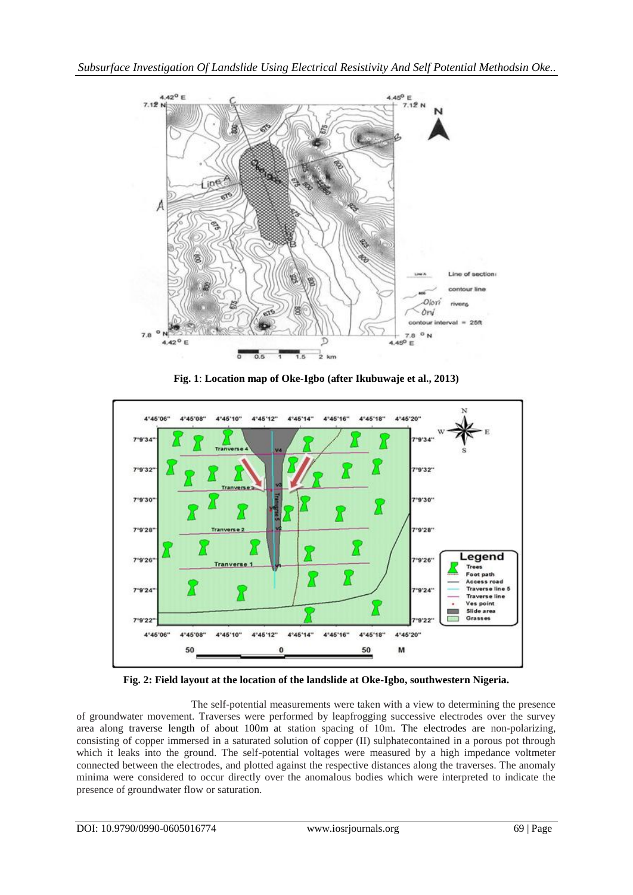**Fig. 1**: **Location map of Oke-Igbo (after Ikubuwaje et al., 2013)**

**Fig. 2: Field layout at the location of the landslide at Oke-Igbo, southwestern Nigeria.**

The self-potential measurements were taken with a view to determining the presence of groundwater movement. Traverses were performed by leapfrogging successive electrodes over the survey area along traverse length of about 100m at station spacing of 10m. The electrodes are non-polarizing, consisting of copper immersed in a saturated solution of copper (II) sulphatecontained in a porous pot through which it leaks into the ground. The self-potential voltages were measured by a high impedance voltmeter connected between the electrodes, and plotted against the respective distances along the traverses. The anomaly minima were considered to occur directly over the anomalous bodies which were interpreted to indicate the presence of groundwater flow or saturation.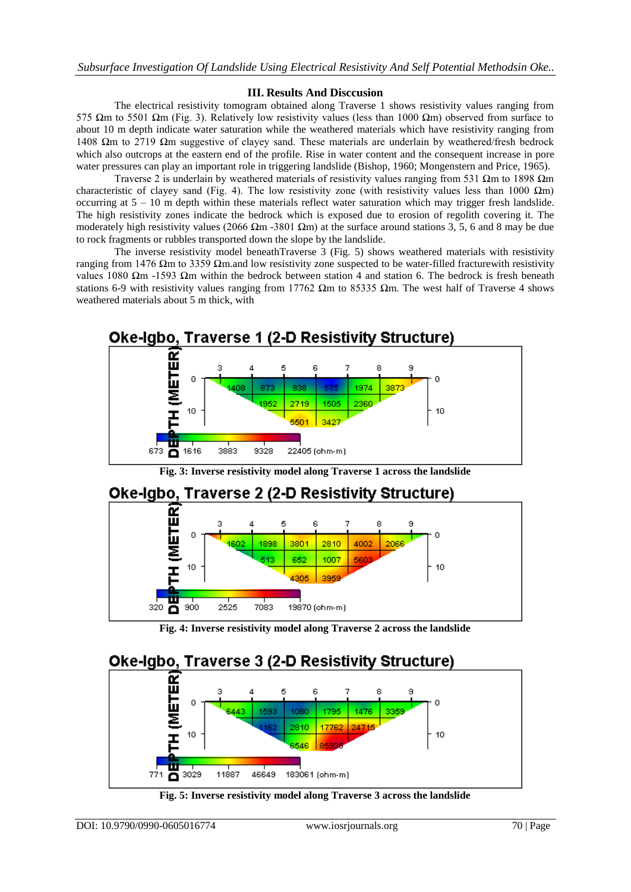## III. Results And Discussion

The electrical resistivity tomogram obtained along Traverse 1 shows resistivity values ranging from 575 Ωm to 5501 Ωm (Fig. 3). Relatively low resistivity values (less than 1000 Ωm) observed from surface to about 10 m depth indicate water saturation while the weathered materials which have resistivity ranging from 1408 Ωm to 2719 Ωm suggestive of clayey sand. These materials are underlain by weathered/fresh bedrock which also outcrops at the eastern end of the profile. Rise in water content and the consequent increase in pore water pressures can play an important role in triggering landslide (Bishop, 1960; Mongenstern and Price, 1965).

Traverse 2 is underlain by weathered materials of resistivity values ranging from 531 Ωm to 1898 Ωm characteristic of clayey sand (Fig. 4). The low resistivity zone (with resistivity values less than 1000 Ωm) occurring at 5 – 10 m depth within these materials reflect water saturation which may trigger fresh landslide. The high resistivity zones indicate the bedrock which is exposed due to erosion of regolith covering it. The moderately high resistivity values (2066 Ωm -3801 Ωm) at the surface around stations 3, 5, 6 and 8 may be due to rock fragments or rubbles transported down the slope by the landslide.

The inverse resistivity model beneathTraverse 3 (Fig. 5) shows weathered materials with resistivity ranging from 1476 Ωm to 3359 Ωm.and low resistivity zone suspected to be water-filled fracturewith resistivity values 1080 Ωm -1593 Ωm within the bedrock between station 4 and station 6. The bedrock is fresh beneath stations 6-9 with resistivity values ranging from 17762 Ωm to 85335 Ωm. The west half of Traverse 4 shows weathered materials about 5 m thick, with

**Oke-Igbo, Traverse 1 (2-D Resistivity Structure)**

**Fig. 3: Inverse resistivity model along Traverse 1 across the landslide**

**Oke-Igbo, Traverse 2 (2-D Resistivity Structure)**

**Fig. 4: Inverse resistivity model along Traverse 2 across the landslide**

**Oke-Igbo, Traverse 3 (2-D Resistivity Structure)**

**Fig. 5: Inverse resistivity model along Traverse 3 across the landslide**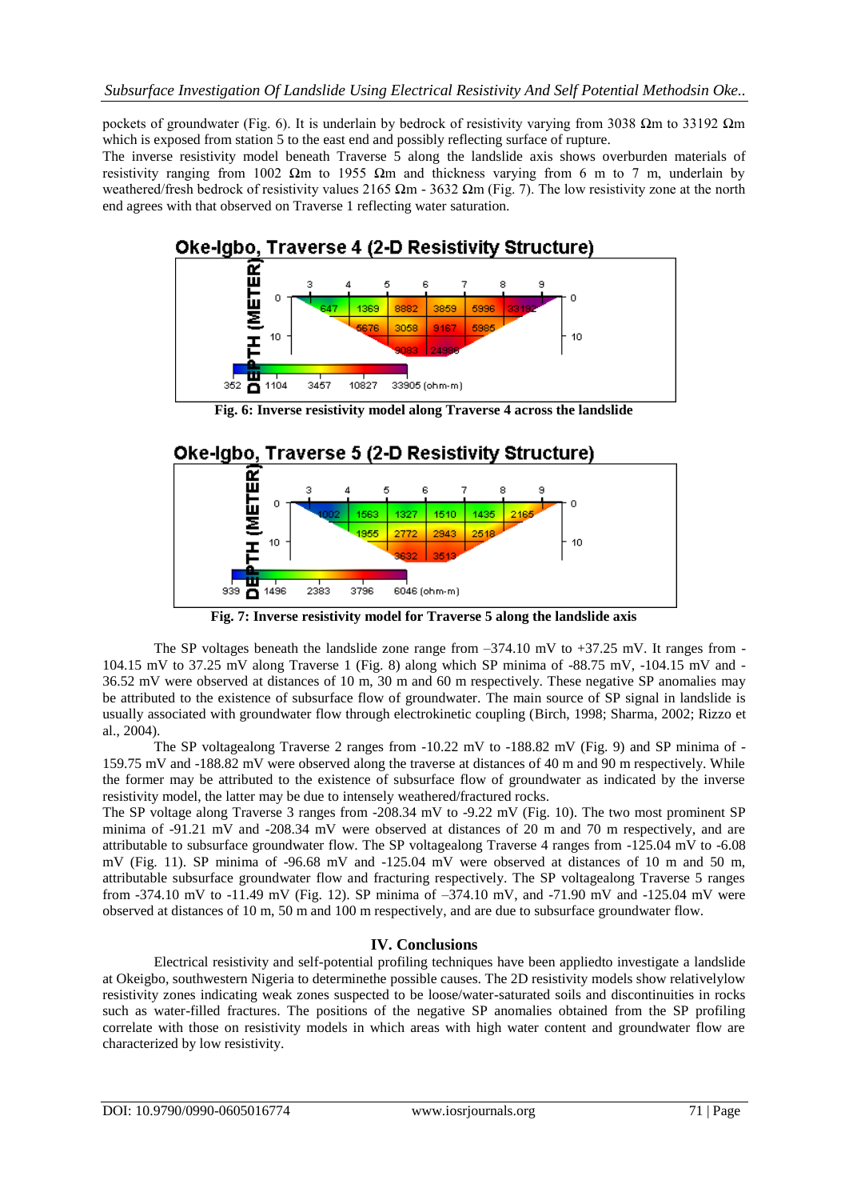pockets of groundwater (Fig. 6). It is underlain by bedrock of resistivity varying from 3038 Ωm to 33192 Ωm which is exposed from station 5 to the east end and possibly reflecting surface of rupture.

The inverse resistivity model beneath Traverse 5 along the landslide axis shows overburden materials of resistivity ranging from 1002 Ωm to 1955 Ωm and thickness varying from 6 m to 7 m, underlain by weathered/fresh bedrock of resistivity values 2165 Ωm - 3632 Ωm (Fig. 7). The low resistivity zone at the north end agrees with that observed on Traverse 1 reflecting water saturation.

**Fig. 6: Inverse resistivity model along Traverse 4 across the landslide**

**Fig. 7: Inverse resistivity model for Traverse 5 along the landslide axis**

The SP voltages beneath the landslide zone range from –374.10 mV to +37.25 mV. It ranges from -104.15 mV to 37.25 mV along Traverse 1 (Fig. 8) along which SP minima of -88.75 mV, -104.15 mV and -36.52 mV were observed at distances of 10 m, 30 m and 60 m respectively. These negative SP anomalies may be attributed to the existence of subsurface flow of groundwater. The main source of SP signal in landslide is usually associated with groundwater flow through electrokinetic coupling (Birch, 1998; Sharma, 2002; Rizzo et al., 2004).

The SP voltagealong Traverse 2 ranges from -10.22 mV to -188.82 mV (Fig. 9) and SP minima of -159.75 mV and -188.82 mV were observed along the traverse at distances of 40 m and 90 m respectively. While the former may be attributed to the existence of subsurface flow of groundwater as indicated by the inverse resistivity model, the latter may be due to intensely weathered/fractured rocks.

The SP voltage along Traverse 3 ranges from -208.34 mV to -9.22 mV (Fig. 10). The two most prominent SP minima of -91.21 mV and -208.34 mV were observed at distances of 20 m and 70 m respectively, and are attributable to subsurface groundwater flow. The SP voltagealong Traverse 4 ranges from -125.04 mV to -6.08 mV (Fig. 11). SP minima of -96.68 mV and -125.04 mV were observed at distances of 10 m and 50 m, attributable subsurface groundwater flow and fracturing respectively. The SP voltagealong Traverse 5 ranges from -374.10 mV to -11.49 mV (Fig. 12). SP minima of –374.10 mV, and -71.90 mV and -125.04 mV were observed at distances of 10 m, 50 m and 100 m respectively, and are due to subsurface groundwater flow.

## IV. Conclusions

Electrical resistivity and self-potential profiling techniques have been appliedto investigate a landslide at Okeigbo, southwestern Nigeria to determinethe possible causes. The 2D resistivity models show relativelylow resistivity zones indicating weak zones suspected to be loose/water-saturated soils and discontinuities in rocks such as water-filled fractures. The positions of the negative SP anomalies obtained from the SP profiling correlate with those on resistivity models in which areas with high water content and groundwater flow are characterized by low resistivity.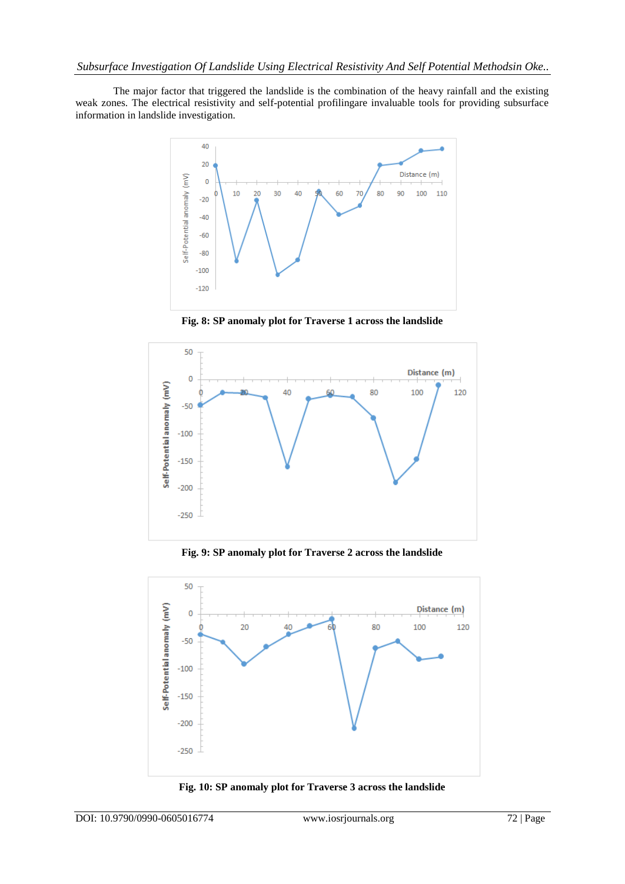The major factor that triggered the landslide is the combination of the heavy rainfall and the existing weak zones. The electrical resistivity and self-potential profilingare invaluable tools for providing subsurface information in landslide investigation.

**Fig. 8: SP anomaly plot for Traverse 1 across the landslide**

**Fig. 9: SP anomaly plot for Traverse 2 across the landslide**

**Fig. 10: SP anomaly plot for Traverse 3 across the landslide**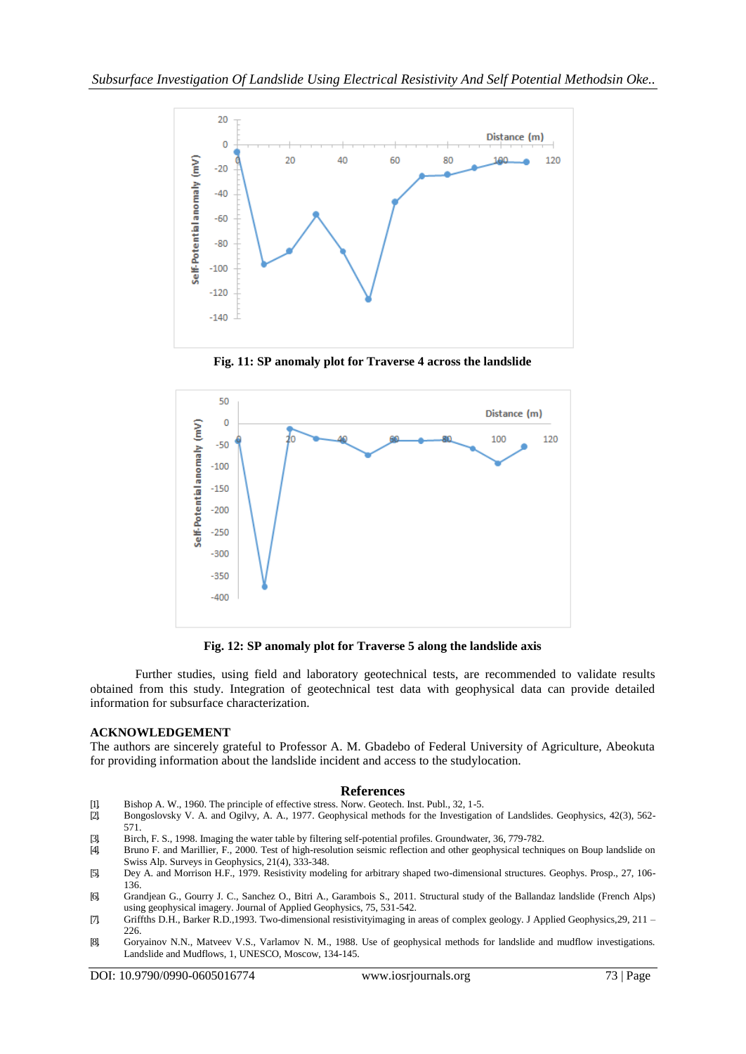Fig. 11: SP anomaly plot for Traverse 4 across the landslide

Fig. 12: SP anomaly plot for Traverse 5 along the landslide axis

Further studies, using field and laboratory geotechnical tests, are recommended to validate results obtained from this study. Integration of geotechnical test data with geophysical data can provide detailed information for subsurface characterization.

## ACKNOWLEDGEMENT

The authors are sincerely grateful to Professor A. M. Gbadebo of Federal University of Agriculture, Abeokuta for providing information about the landslide incident and access to the studylocation.

## References

[1] Bishop A. W., 1960. The principle of effective stress. Norw. Geotech. Inst. Publ., 32, 1-5.

[2] Bongoslovsky V. A. and Ogilvy, A. A., 1977. Geophysical methods for the Investigation of Landslides. Geophysics, 42(3), 562-571.

[3] Birch, F. S., 1998. Imaging the water table by filtering self-potential profiles. Groundwater, 36, 779-782.

[4] Bruno F. and Marillier, F., 2000. Test of high-resolution seismic reflection and other geophysical techniques on Boup landslide on Swiss Alp. Surveys in Geophysics, 21(4), 333-348.

[5] Dey A. and Morrison H.F., 1979. Resistivity modeling for arbitrary shaped two-dimensional structures. Geophys. Prosp., 27, 106-136.

[6] Grandjean G., Gourry J. C., Sanchez O., Bitri A., Garambois S., 2011. Structural study of the Ballandaz landslide (French Alps) using geophysical imagery. Journal of Applied Geophysics, 75, 531-542.

[7] Griffths D.H., Barker R.D.,1993. Two-dimensional resistivityimaging in areas of complex geology. J Applied Geophysics,29, 211 – 226.

[8] Goryainov N.N., Matveev V.S., Varlamov N. M., 1988. Use of geophysical methods for landslide and mudflow investigations. Landslide and Mudflows, 1, UNESCO, Moscow, 134-145.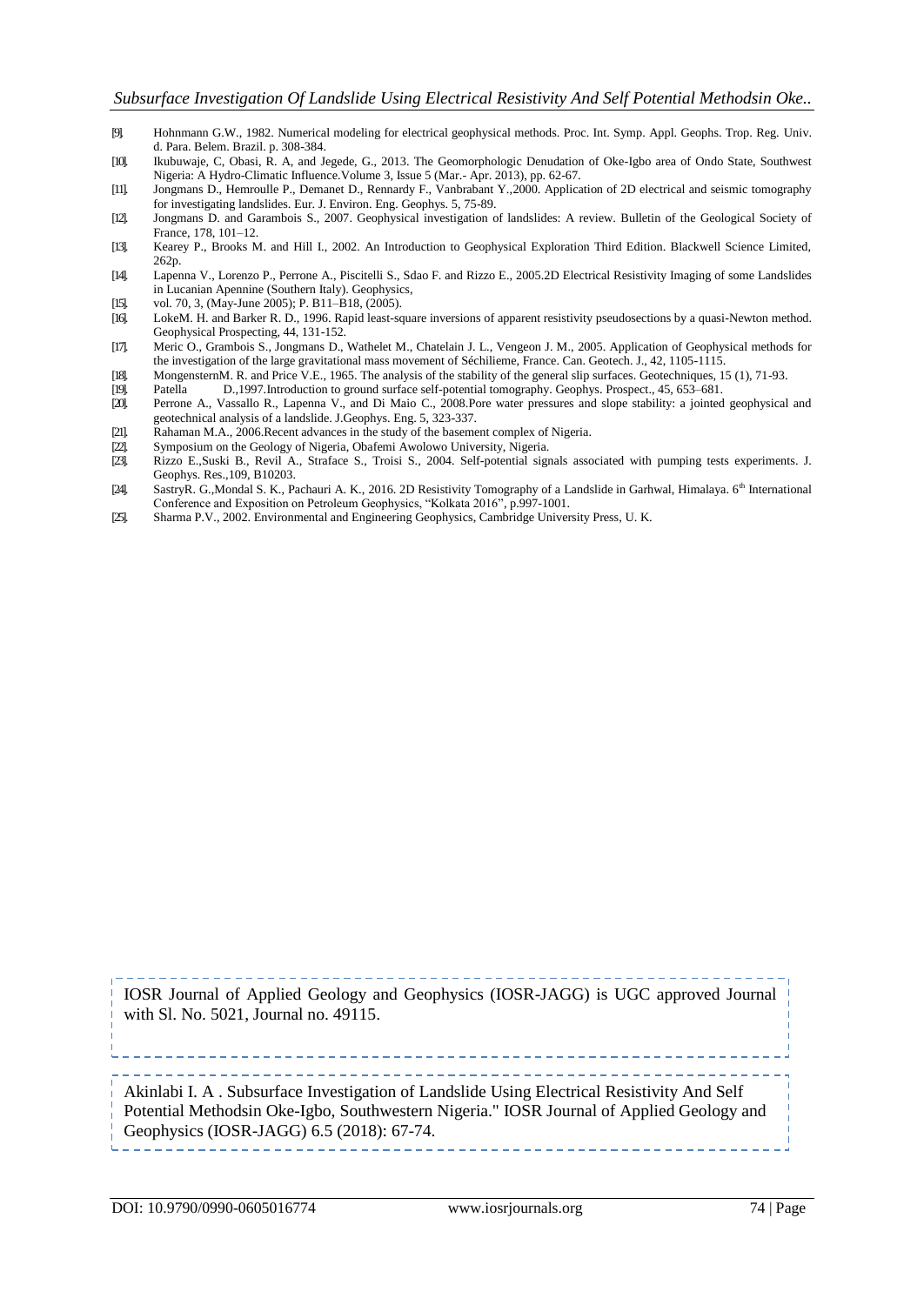[9]. Hohnmann G.W., 1982. Numerical modeling for electrical geophysical methods. Proc. Int. Symp. Appl. Geophs. Trop. Reg. Univ. d. Para. Belem. Brazil. p. 308-384.

[10]. Ikubuwaje, C, Obasi, R. A, and Jegede, G., 2013. The Geomorphologic Denudation of Oke-Igbo area of Ondo State, Southwest Nigeria: A Hydro-Climatic Influence.Volume 3, Issue 5 (Mar.- Apr. 2013), pp. 62-67.

[11]. Jongmans D., Hemroulle P., Demanet D., Rennardy F., Vanbrabant Y.,2000. Application of 2D electrical and seismic tomography for investigating landslides. Eur. J. Environ. Eng. Geophys. 5, 75-89.

[12]. Jongmans D. and Garambois S., 2007. Geophysical investigation of landslides: A review. Bulletin of the Geological Society of France, 178, 101–12.

[13]. Kearey P., Brooks M. and Hill I., 2002. An Introduction to Geophysical Exploration Third Edition. Blackwell Science Limited, 262p.

[14]. Lapenna V., Lorenzo P., Perrone A., Piscitelli S., Sdao F. and Rizzo E., 2005.2D Electrical Resistivity Imaging of some Landslides in Lucanian Apennine (Southern Italy). Geophysics,

[15]. vol. 70, 3, (May-June 2005); P. B11–B18, (2005).

[16]. LokeM. H. and Barker R. D., 1996. Rapid least-square inversions of apparent resistivity pseudosections by a quasi-Newton method. Geophysical Prospecting, 44, 131-152.

[17]. Meric O., Grambois S., Jongmans D., Wathelet M., Chatelain J. L., Vengeon J. M., 2005. Application of Geophysical methods for the investigation of the large gravitational mass movement of Séchilieme, France. Can. Geotech. J., 42, 1105-1115.

[18]. MongensternM. R. and Price V.E., 1965. The analysis of the stability of the general slip surfaces. Geotechniques, 15 (1), 71-93.

[19]. Patella D.,1997.Introduction to ground surface self-potential tomography. Geophys. Prospect., 45, 653–681.

[20]. Perrone A., Vassallo R., Lapenna V., and Di Maio C., 2008.Pore water pressures and slope stability: a jointed geophysical and geotechnical analysis of a landslide. J.Geophys. Eng. 5, 323-337.

[21]. Rahaman M.A., 2006.Recent advances in the study of the basement complex of Nigeria.

[22]. Symposium on the Geology of Nigeria, Obafemi Awolowo University, Nigeria.

[23]. Rizzo E.,Suski B., Revil A., Straface S., Troisi S., 2004. Self-potential signals associated with pumping tests experiments. J. Geophys. Res.,109, B10203.

[24]. SastryR. G.,Mondal S. K., Pachauri A. K., 2016. 2D Resistivity Tomography of a Landslide in Garhwal, Himalaya. 6th International Conference and Exposition on Petroleum Geophysics, "Kolkata 2016", p.997-1001.

[25]. Sharma P.V., 2002. Environmental and Engineering Geophysics, Cambridge University Press, U. K.

IOSR Journal of Applied Geology and Geophysics (IOSR-JAGG) is UGC approved Journal with Sl. No. 5021, Journal no. 49115.

Akinlabi I. A . Subsurface Investigation of Landslide Using Electrical Resistivity And Self Potential Methodsin Oke-Igbo, Southwestern Nigeria." IOSR Journal of Applied Geology and Geophysics (IOSR-JAGG) 6.5 (2018): 67-74.